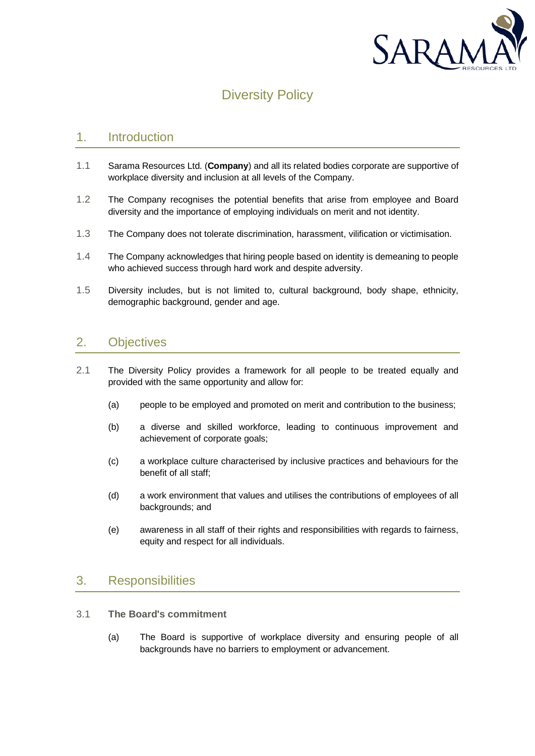# Diversity Policy

## 1. Introduction

1.1 Sarama Resources Ltd. (**Company**) and all its related bodies corporate are supportive of workplace diversity and inclusion at all levels of the Company.

1.2 The Company recognises the potential benefits that arise from employee and Board diversity and the importance of employing individuals on merit and not identity.

1.3 The Company does not tolerate discrimination, harassment, vilification or victimisation.

1.4 The Company acknowledges that hiring people based on identity is demeaning to people who achieved success through hard work and despite adversity.

1.5 Diversity includes, but is not limited to, cultural background, body shape, ethnicity, demographic background, gender and age.

## 2. Objectives

2.1 The Diversity Policy provides a framework for all people to be treated equally and provided with the same opportunity and allow for:

(a) people to be employed and promoted on merit and contribution to the business;

(b) a diverse and skilled workforce, leading to continuous improvement and achievement of corporate goals;

(c) a workplace culture characterised by inclusive practices and behaviours for the benefit of all staff;

(d) a work environment that values and utilises the contributions of employees of all backgrounds; and

(e) awareness in all staff of their rights and responsibilities with regards to fairness, equity and respect for all individuals.

## 3. Responsibilities

### 3.1 The Board's commitment

(a) The Board is supportive of workplace diversity and ensuring people of all backgrounds have no barriers to employment or advancement.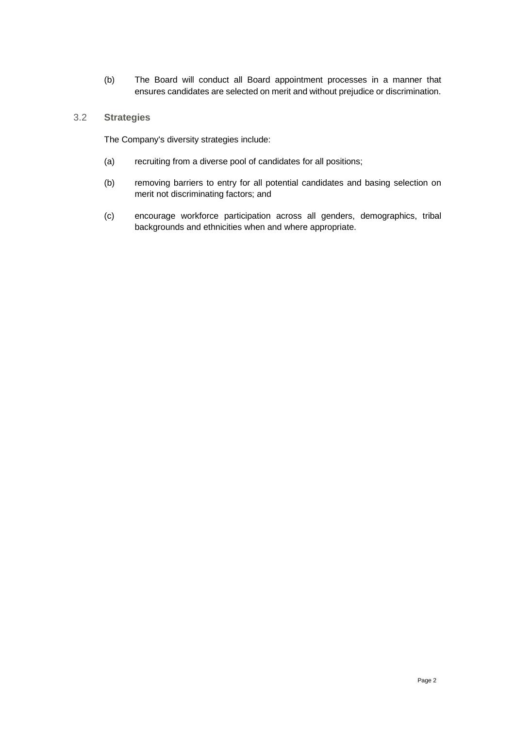(b) The Board will conduct all Board appointment processes in a manner that ensures candidates are selected on merit and without prejudice or discrimination.

### 3.2 Strategies

The Company's diversity strategies include:

(a) recruiting from a diverse pool of candidates for all positions;

(b) removing barriers to entry for all potential candidates and basing selection on merit not discriminating factors; and

(c) encourage workforce participation across all genders, demographics, tribal backgrounds and ethnicities when and where appropriate.